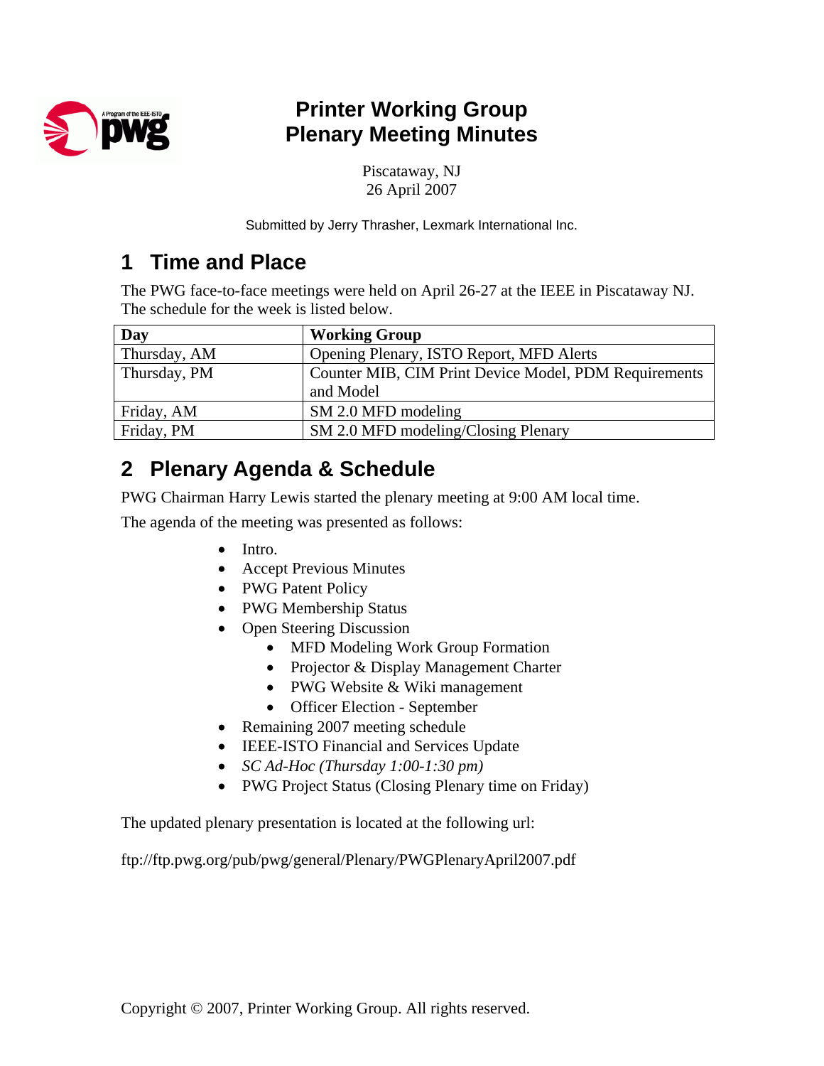# Printer Working Group
# Plenary Meeting Minutes

Piscataway, NJ
26 April 2007

Submitted by Jerry Thrasher, Lexmark International Inc.

## 1 Time and Place

The PWG face-to-face meetings were held on April 26-27 at the IEEE in Piscataway NJ. The schedule for the week is listed below.

| Day | Working Group |
|---|---|
| Thursday, AM | Opening Plenary, ISTO Report, MFD Alerts |
| Thursday, PM | Counter MIB, CIM Print Device Model, PDM Requirements and Model |
| Friday, AM | SM 2.0 MFD modeling |
| Friday, PM | SM 2.0 MFD modeling/Closing Plenary |

## 2 Plenary Agenda & Schedule

PWG Chairman Harry Lewis started the plenary meeting at 9:00 AM local time.

The agenda of the meeting was presented as follows:

- Intro.
- Accept Previous Minutes
- PWG Patent Policy
- PWG Membership Status
- Open Steering Discussion
  - MFD Modeling Work Group Formation
  - Projector & Display Management Charter
  - PWG Website & Wiki management
  - Officer Election - September
- Remaining 2007 meeting schedule
- IEEE-ISTO Financial and Services Update
- *SC Ad-Hoc (Thursday 1:00-1:30 pm)*
- PWG Project Status (Closing Plenary time on Friday)

The updated plenary presentation is located at the following url:

ftp://ftp.pwg.org/pub/pwg/general/Plenary/PWGPlenaryApril2007.pdf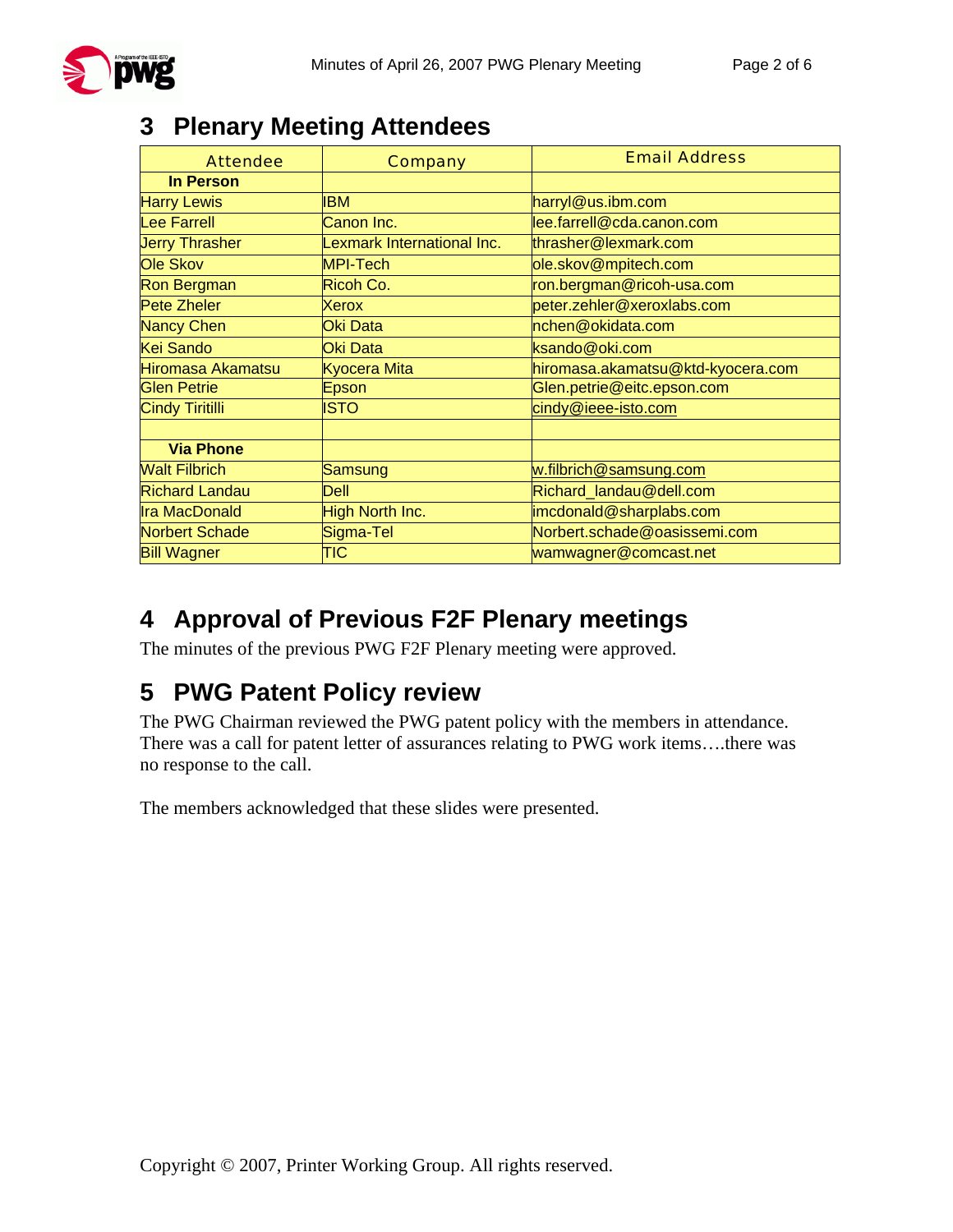## 3 Plenary Meeting Attendees

| Attendee | Company | Email Address |
|---|---|---|
| **In Person** | | |
| Harry Lewis | IBM | harryl@us.ibm.com |
| Lee Farrell | Canon Inc. | lee.farrell@cda.canon.com |
| Jerry Thrasher | Lexmark International Inc. | thrasher@lexmark.com |
| Ole Skov | MPI-Tech | ole.skov@mpitech.com |
| Ron Bergman | Ricoh Co. | ron.bergman@ricoh-usa.com |
| Pete Zheler | Xerox | peter.zehler@xeroxlabs.com |
| Nancy Chen | Oki Data | nchen@okidata.com |
| Kei Sando | Oki Data | ksando@oki.com |
| Hiromasa Akamatsu | Kyocera Mita | hiromasa.akamatsu@ktd-kyocera.com |
| Glen Petrie | Epson | Glen.petrie@eitc.epson.com |
| Cindy Tiritilli | ISTO | cindy@ieee-isto.com |
| | | |
| **Via Phone** | | |
| Walt Filbrich | Samsung | w.filbrich@samsung.com |
| Richard Landau | Dell | Richard_landau@dell.com |
| Ira MacDonald | High North Inc. | imcdonald@sharplabs.com |
| Norbert Schade | Sigma-Tel | Norbert.schade@oasissemi.com |
| Bill Wagner | TIC | wamwagner@comcast.net |

## 4 Approval of Previous F2F Plenary meetings

The minutes of the previous PWG F2F Plenary meeting were approved.

## 5 PWG Patent Policy review

The PWG Chairman reviewed the PWG patent policy with the members in attendance. There was a call for patent letter of assurances relating to PWG work items….there was no response to the call.

The members acknowledged that these slides were presented.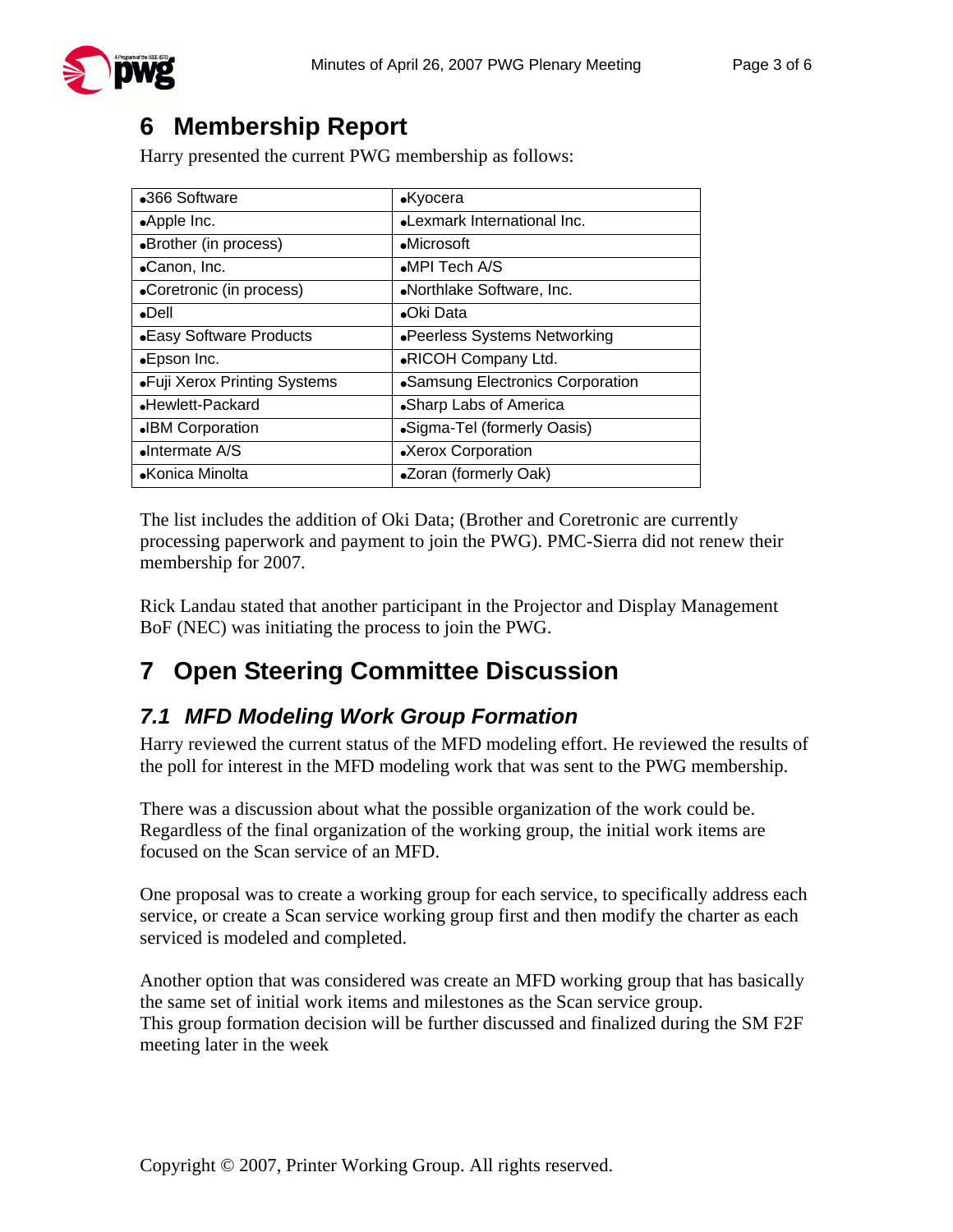## 6 Membership Report

Harry presented the current PWG membership as follows:

| | |
|---|---|
| •366 Software | •Kyocera |
| •Apple Inc. | •Lexmark International Inc. |
| •Brother (in process) | •Microsoft |
| •Canon, Inc. | •MPI Tech A/S |
| •Coretronic (in process) | •Northlake Software, Inc. |
| •Dell | •Oki Data |
| •Easy Software Products | •Peerless Systems Networking |
| •Epson Inc. | •RICOH Company Ltd. |
| •Fuji Xerox Printing Systems | •Samsung Electronics Corporation |
| •Hewlett-Packard | •Sharp Labs of America |
| •IBM Corporation | •Sigma-Tel (formerly Oasis) |
| •Intermate A/S | •Xerox Corporation |
| •Konica Minolta | •Zoran (formerly Oak) |

The list includes the addition of Oki Data; (Brother and Coretronic are currently processing paperwork and payment to join the PWG). PMC-Sierra did not renew their membership for 2007.

Rick Landau stated that another participant in the Projector and Display Management BoF (NEC) was initiating the process to join the PWG.

## 7 Open Steering Committee Discussion

### *7.1 MFD Modeling Work Group Formation*

Harry reviewed the current status of the MFD modeling effort. He reviewed the results of the poll for interest in the MFD modeling work that was sent to the PWG membership.

There was a discussion about what the possible organization of the work could be. Regardless of the final organization of the working group, the initial work items are focused on the Scan service of an MFD.

One proposal was to create a working group for each service, to specifically address each service, or create a Scan service working group first and then modify the charter as each serviced is modeled and completed.

Another option that was considered was create an MFD working group that has basically the same set of initial work items and milestones as the Scan service group.
This group formation decision will be further discussed and finalized during the SM F2F meeting later in the week

Copyright © 2007, Printer Working Group. All rights reserved.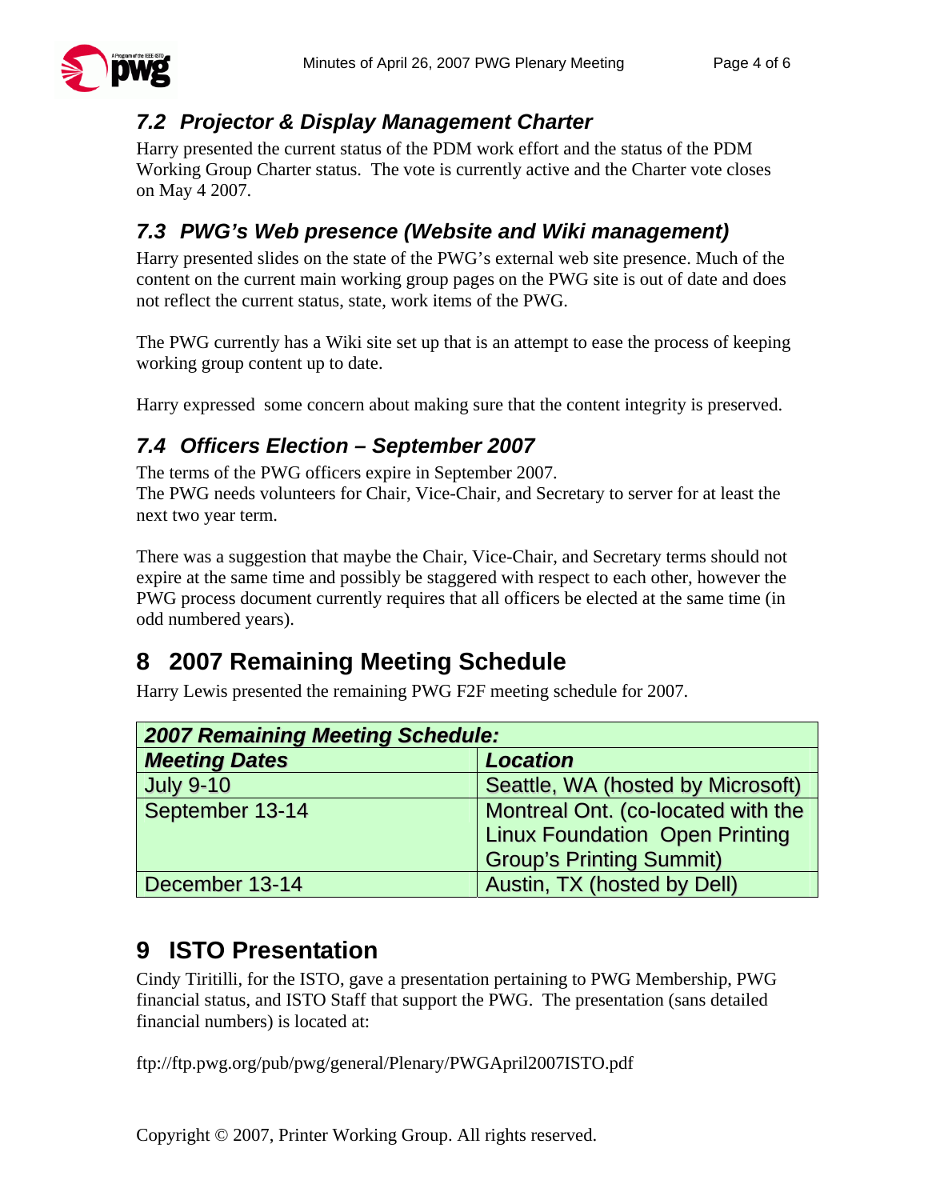## 7.2 Projector & Display Management Charter

Harry presented the current status of the PDM work effort and the status of the PDM Working Group Charter status. The vote is currently active and the Charter vote closes on May 4 2007.

## 7.3 PWG's Web presence (Website and Wiki management)

Harry presented slides on the state of the PWG's external web site presence. Much of the content on the current main working group pages on the PWG site is out of date and does not reflect the current status, state, work items of the PWG.

The PWG currently has a Wiki site set up that is an attempt to ease the process of keeping working group content up to date.

Harry expressed some concern about making sure that the content integrity is preserved.

## 7.4 Officers Election – September 2007

The terms of the PWG officers expire in September 2007.
The PWG needs volunteers for Chair, Vice-Chair, and Secretary to server for at least the next two year term.

There was a suggestion that maybe the Chair, Vice-Chair, and Secretary terms should not expire at the same time and possibly be staggered with respect to each other, however the PWG process document currently requires that all officers be elected at the same time (in odd numbered years).

# 8 2007 Remaining Meeting Schedule

Harry Lewis presented the remaining PWG F2F meeting schedule for 2007.

| ***2007 Remaining Meeting Schedule:*** | |
|---|---|
| ***Meeting Dates*** | ***Location*** |
| July 9-10 | Seattle, WA (hosted by Microsoft) |
| September 13-14 | Montreal Ont. (co-located with the Linux Foundation Open Printing Group's Printing Summit) |
| December 13-14 | Austin, TX (hosted by Dell) |

# 9 ISTO Presentation

Cindy Tiritilli, for the ISTO, gave a presentation pertaining to PWG Membership, PWG financial status, and ISTO Staff that support the PWG. The presentation (sans detailed financial numbers) is located at:

ftp://ftp.pwg.org/pub/pwg/general/Plenary/PWGApril2007ISTO.pdf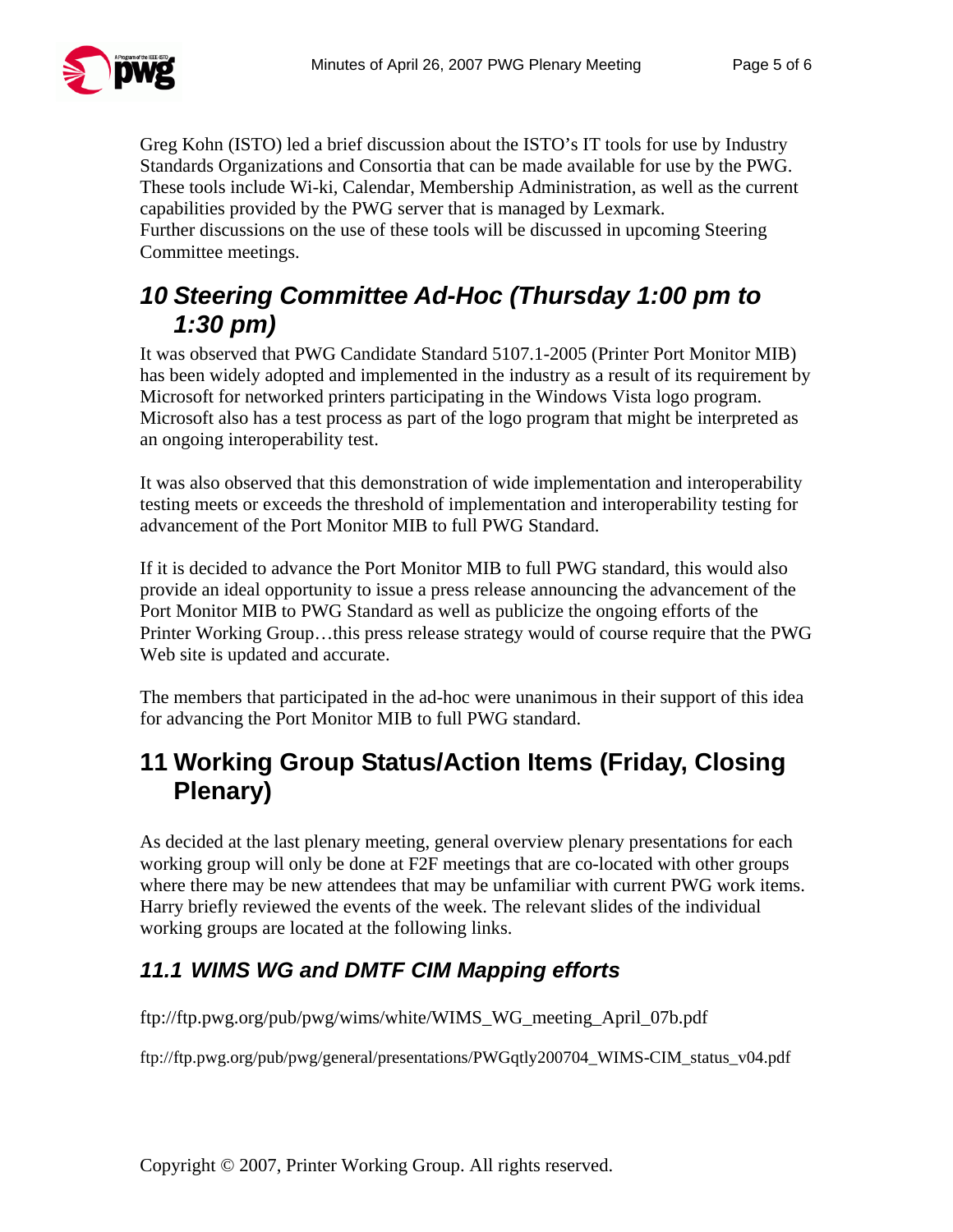Greg Kohn (ISTO) led a brief discussion about the ISTO's IT tools for use by Industry Standards Organizations and Consortia that can be made available for use by the PWG. These tools include Wi-ki, Calendar, Membership Administration, as well as the current capabilities provided by the PWG server that is managed by Lexmark.
Further discussions on the use of these tools will be discussed in upcoming Steering Committee meetings.

## *10 Steering Committee Ad-Hoc (Thursday 1:00 pm to 1:30 pm)*

It was observed that PWG Candidate Standard 5107.1-2005 (Printer Port Monitor MIB) has been widely adopted and implemented in the industry as a result of its requirement by Microsoft for networked printers participating in the Windows Vista logo program. Microsoft also has a test process as part of the logo program that might be interpreted as an ongoing interoperability test.

It was also observed that this demonstration of wide implementation and interoperability testing meets or exceeds the threshold of implementation and interoperability testing for advancement of the Port Monitor MIB to full PWG Standard.

If it is decided to advance the Port Monitor MIB to full PWG standard, this would also provide an ideal opportunity to issue a press release announcing the advancement of the Port Monitor MIB to PWG Standard as well as publicize the ongoing efforts of the Printer Working Group…this press release strategy would of course require that the PWG Web site is updated and accurate.

The members that participated in the ad-hoc were unanimous in their support of this idea for advancing the Port Monitor MIB to full PWG standard.

## 11 Working Group Status/Action Items (Friday, Closing Plenary)

As decided at the last plenary meeting, general overview plenary presentations for each working group will only be done at F2F meetings that are co-located with other groups where there may be new attendees that may be unfamiliar with current PWG work items. Harry briefly reviewed the events of the week. The relevant slides of the individual working groups are located at the following links.

### *11.1 WIMS WG and DMTF CIM Mapping efforts*

ftp://ftp.pwg.org/pub/pwg/wims/white/WIMS_WG_meeting_April_07b.pdf

ftp://ftp.pwg.org/pub/pwg/general/presentations/PWGqtly200704_WIMS-CIM_status_v04.pdf

Copyright © 2007, Printer Working Group. All rights reserved.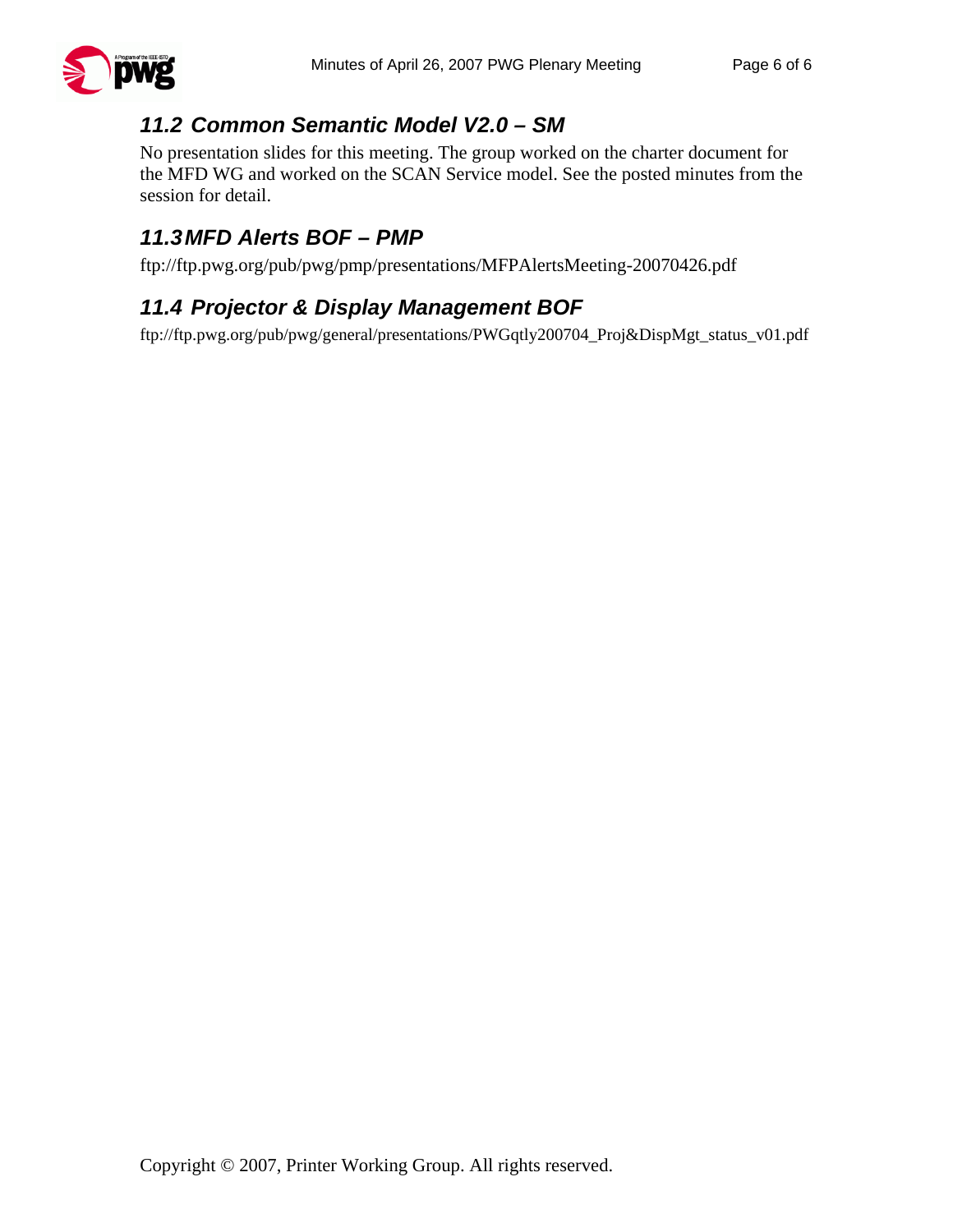## 11.2 Common Semantic Model V2.0 – SM

No presentation slides for this meeting. The group worked on the charter document for the MFD WG and worked on the SCAN Service model. See the posted minutes from the session for detail.

## 11.3 MFD Alerts BOF – PMP

ftp://ftp.pwg.org/pub/pwg/pmp/presentations/MFPAlertsMeeting-20070426.pdf

## 11.4 Projector & Display Management BOF

ftp://ftp.pwg.org/pub/pwg/general/presentations/PWGqtly200704_Proj&DispMgt_status_v01.pdf

Copyright © 2007, Printer Working Group. All rights reserved.